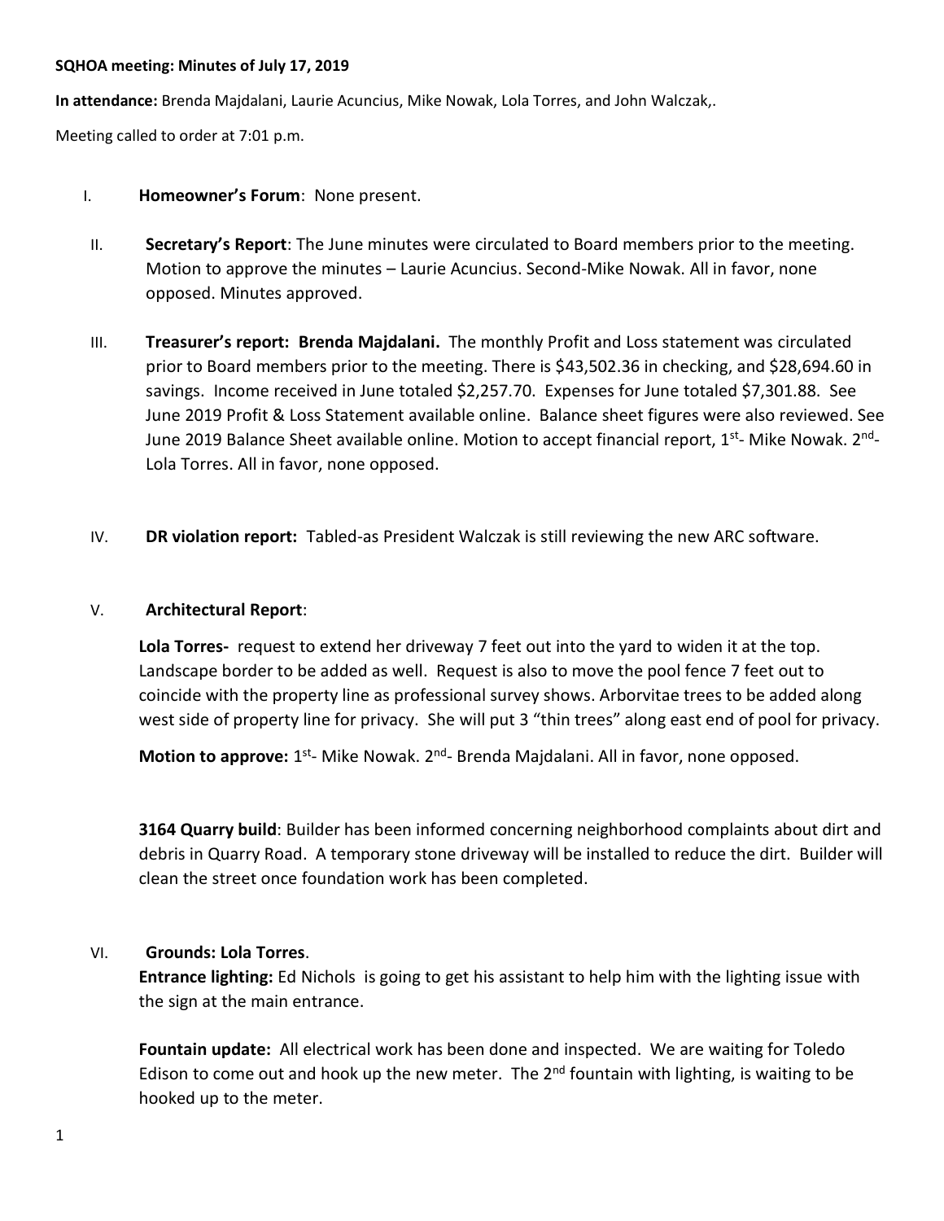**SQHOA meeting: Minutes of July 17, 2019**

**In attendance:** Brenda Majdalani, Laurie Acuncius, Mike Nowak, Lola Torres, and John Walczak,.

Meeting called to order at 7:01 p.m.

I. **Homeowner's Forum**: None present.

II. **Secretary's Report**: The June minutes were circulated to Board members prior to the meeting. Motion to approve the minutes – Laurie Acuncius. Second-Mike Nowak. All in favor, none opposed. Minutes approved.

III. **Treasurer's report: Brenda Majdalani.** The monthly Profit and Loss statement was circulated prior to Board members prior to the meeting. There is $43,502.36 in checking, and $28,694.60 in savings. Income received in June totaled $2,257.70. Expenses for June totaled $7,301.88. See June 2019 Profit & Loss Statement available online. Balance sheet figures were also reviewed. See June 2019 Balance Sheet available online. Motion to accept financial report, 1st- Mike Nowak. 2nd- Lola Torres. All in favor, none opposed.

IV. **DR violation report:** Tabled-as President Walczak is still reviewing the new ARC software.

V. **Architectural Report**:

**Lola Torres-** request to extend her driveway 7 feet out into the yard to widen it at the top. Landscape border to be added as well. Request is also to move the pool fence 7 feet out to coincide with the property line as professional survey shows. Arborvitae trees to be added along west side of property line for privacy. She will put 3 "thin trees" along east end of pool for privacy.

**Motion to approve:** 1st- Mike Nowak. 2nd- Brenda Majdalani. All in favor, none opposed.

**3164 Quarry build**: Builder has been informed concerning neighborhood complaints about dirt and debris in Quarry Road. A temporary stone driveway will be installed to reduce the dirt. Builder will clean the street once foundation work has been completed.

VI. **Grounds: Lola Torres**.

**Entrance lighting:** Ed Nichols is going to get his assistant to help him with the lighting issue with the sign at the main entrance.

**Fountain update:** All electrical work has been done and inspected. We are waiting for Toledo Edison to come out and hook up the new meter. The 2nd fountain with lighting, is waiting to be hooked up to the meter.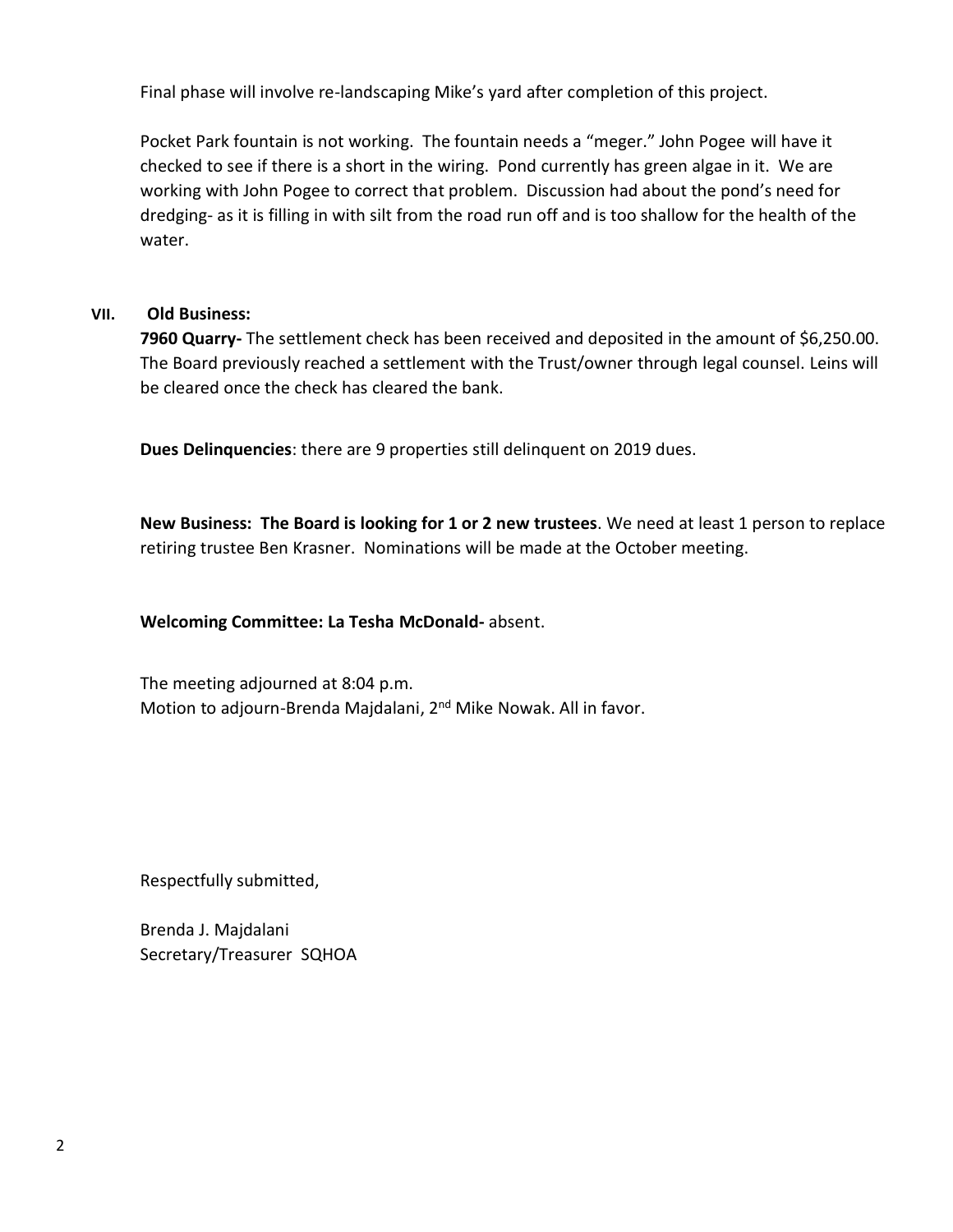Final phase will involve re-landscaping Mike's yard after completion of this project.

Pocket Park fountain is not working. The fountain needs a "meger." John Pogee will have it checked to see if there is a short in the wiring. Pond currently has green algae in it. We are working with John Pogee to correct that problem. Discussion had about the pond's need for dredging- as it is filling in with silt from the road run off and is too shallow for the health of the water.

## VII. Old Business:

**7960 Quarry-** The settlement check has been received and deposited in the amount of $6,250.00. The Board previously reached a settlement with the Trust/owner through legal counsel. Leins will be cleared once the check has cleared the bank.

**Dues Delinquencies**: there are 9 properties still delinquent on 2019 dues.

**New Business: The Board is looking for 1 or 2 new trustees**. We need at least 1 person to replace retiring trustee Ben Krasner. Nominations will be made at the October meeting.

**Welcoming Committee: La Tesha McDonald-** absent.

The meeting adjourned at 8:04 p.m.
Motion to adjourn-Brenda Majdalani, 2nd Mike Nowak. All in favor.

Respectfully submitted,

Brenda J. Majdalani
Secretary/Treasurer SQHOA